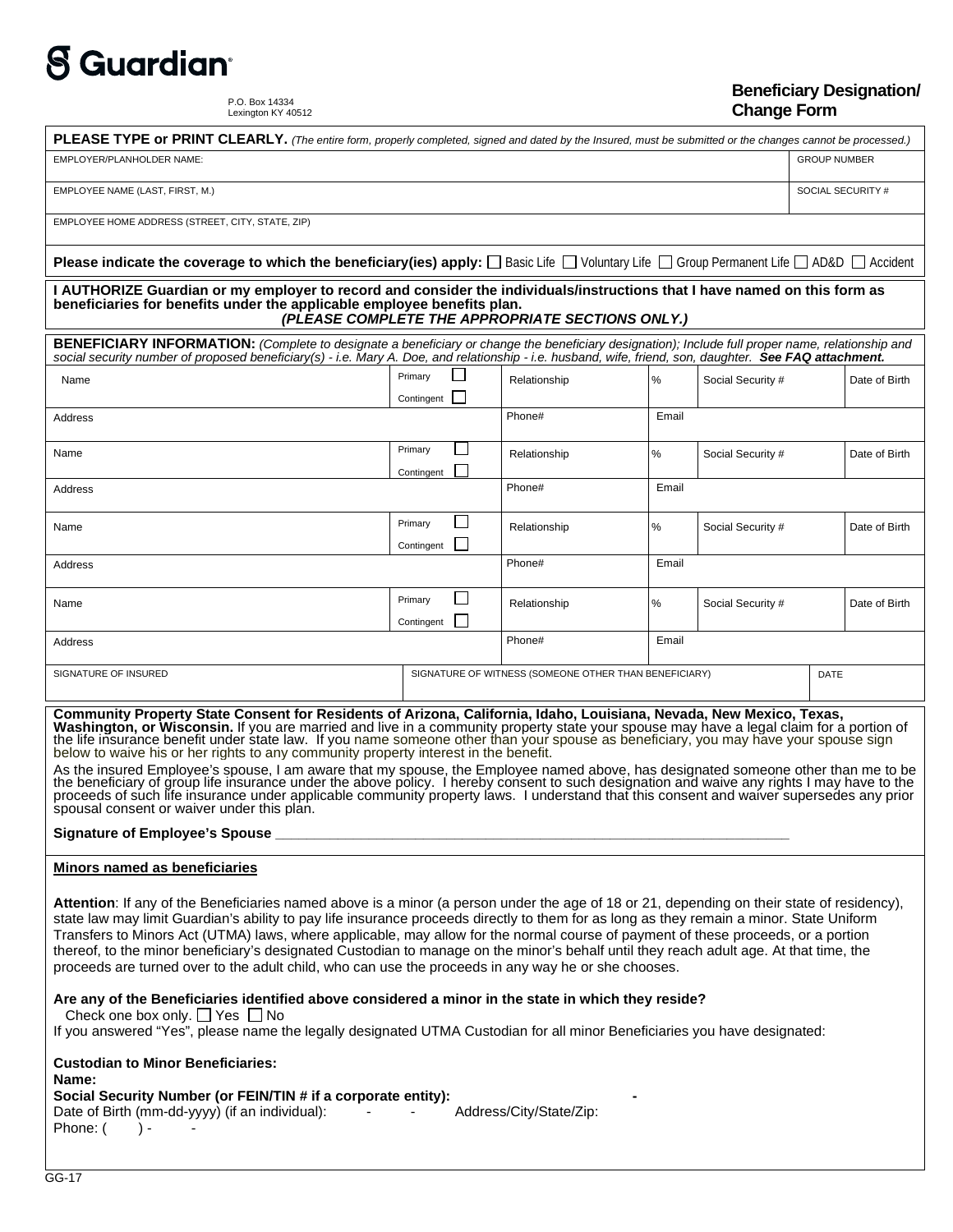# Guardian

P.O. Box 14334
Lexington KY 40512

## Beneficiary Designation/ Change Form

**PLEASE TYPE or PRINT CLEARLY.** *(The entire form, properly completed, signed and dated by the Insured, must be submitted or the changes cannot be processed.)*

| EMPLOYER/PLANHOLDER NAME: | GROUP NUMBER |
|---|---|
| EMPLOYEE NAME (LAST, FIRST, M.) | SOCIAL SECURITY # |
| EMPLOYEE HOME ADDRESS (STREET, CITY, STATE, ZIP) | |

**Please indicate the coverage to which the beneficiary(ies) apply:** ☐ Basic Life ☐ Voluntary Life ☐ Group Permanent Life ☐ AD&D ☐ Accident

**I AUTHORIZE Guardian or my employer to record and consider the individuals/instructions that I have named on this form as beneficiaries for benefits under the applicable employee benefits plan.**
***(PLEASE COMPLETE THE APPROPRIATE SECTIONS ONLY.)***

**BENEFICIARY INFORMATION:** *(Complete to designate a beneficiary or change the beneficiary designation); Include full proper name, relationship and social security number of proposed beneficiary(s) - i.e. Mary A. Doe, and relationship - i.e. husband, wife, friend, son, daughter.* ***See FAQ attachment.***

| Name | Primary ☐ Contingent ☐ | Relationship | % | Social Security # | Date of Birth |
|---|---|---|---|---|---|
| Address | | Phone# | Email | | |
| Name | Primary ☐ Contingent ☐ | Relationship | % | Social Security # | Date of Birth |
| Address | | Phone# | Email | | |
| Name | Primary ☐ Contingent ☐ | Relationship | % | Social Security # | Date of Birth |
| Address | | Phone# | Email | | |
| Name | Primary ☐ Contingent ☐ | Relationship | % | Social Security # | Date of Birth |
| Address | | Phone# | Email | | |

| SIGNATURE OF INSURED | SIGNATURE OF WITNESS (SOMEONE OTHER THAN BENEFICIARY) | DATE |
|---|---|---|
| | | |

**Community Property State Consent for Residents of Arizona, California, Idaho, Louisiana, Nevada, New Mexico, Texas, Washington, or Wisconsin.** If you are married and live in a community property state your spouse may have a legal claim for a portion of the life insurance benefit under state law. If you name someone other than your spouse as beneficiary, you may have your spouse sign below to waive his or her rights to any community property interest in the benefit.

As the insured Employee's spouse, I am aware that my spouse, the Employee named above, has designated someone other than me to be the beneficiary of group life insurance under the above policy. I hereby consent to such designation and waive any rights I may have to the proceeds of such life insurance under applicable community property laws. I understand that this consent and waiver supersedes any prior spousal consent or waiver under this plan.

**Signature of Employee's Spouse** ______________________________________________

**Minors named as beneficiaries**

**Attention**: If any of the Beneficiaries named above is a minor (a person under the age of 18 or 21, depending on their state of residency), state law may limit Guardian's ability to pay life insurance proceeds directly to them for as long as they remain a minor. State Uniform Transfers to Minors Act (UTMA) laws, where applicable, may allow for the normal course of payment of these proceeds, or a portion thereof, to the minor beneficiary's designated Custodian to manage on the minor's behalf until they reach adult age. At that time, the proceeds are turned over to the adult child, who can use the proceeds in any way he or she chooses.

**Are any of the Beneficiaries identified above considered a minor in the state in which they reside?**
Check one box only. ☐ Yes ☐ No
If you answered "Yes", please name the legally designated UTMA Custodian for all minor Beneficiaries you have designated:

**Custodian to Minor Beneficiaries:**
**Name:**
**Social Security Number (or FEIN/TIN # if a corporate entity):** -
Date of Birth (mm-dd-yyyy) (if an individual): - - Address/City/State/Zip:
Phone: ( ) - -

GG-17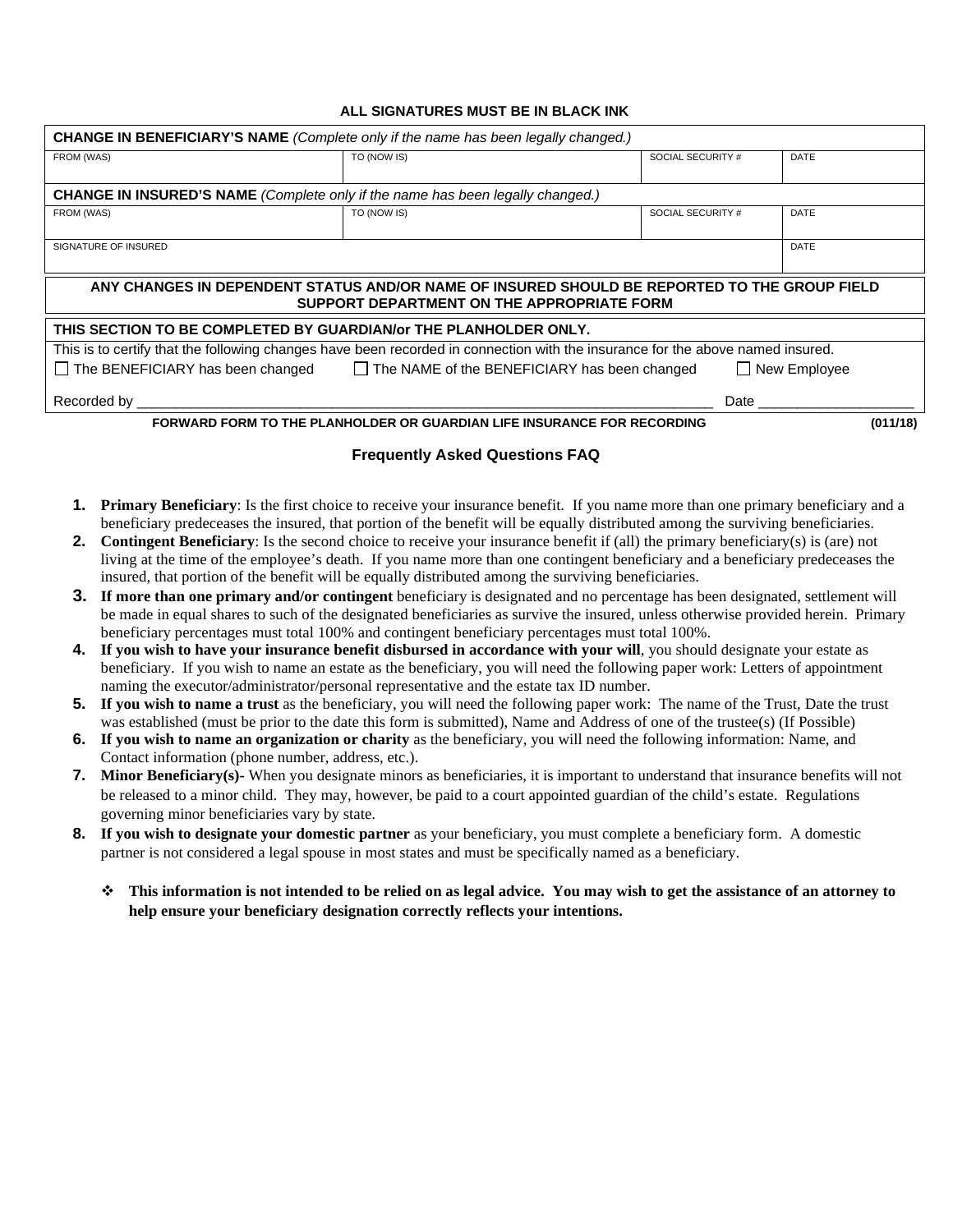**ALL SIGNATURES MUST BE IN BLACK INK**

| **CHANGE IN BENEFICIARY'S NAME** *(Complete only if the name has been legally changed.)* | | | |
|---|---|---|---|
| FROM (WAS) | TO (NOW IS) | SOCIAL SECURITY # | DATE |
| | | | |

| **CHANGE IN INSURED'S NAME** *(Complete only if the name has been legally changed.)* | | | |
|---|---|---|---|
| FROM (WAS) | TO (NOW IS) | SOCIAL SECURITY # | DATE |
| | | | |
| SIGNATURE OF INSURED | | | DATE |
| | | | |

**ANY CHANGES IN DEPENDENT STATUS AND/OR NAME OF INSURED SHOULD BE REPORTED TO THE GROUP FIELD SUPPORT DEPARTMENT ON THE APPROPRIATE FORM**

**THIS SECTION TO BE COMPLETED BY GUARDIAN/or THE PLANHOLDER ONLY.**

This is to certify that the following changes have been recorded in connection with the insurance for the above named insured.

☐ The BENEFICIARY has been changed ☐ The NAME of the BENEFICIARY has been changed ☐ New Employee

Recorded by ___________________________________________ Date ____________________

**FORWARD FORM TO THE PLANHOLDER OR GUARDIAN LIFE INSURANCE FOR RECORDING** **(011/18)**

## Frequently Asked Questions FAQ

1. **Primary Beneficiary**: Is the first choice to receive your insurance benefit. If you name more than one primary beneficiary and a beneficiary predeceases the insured, that portion of the benefit will be equally distributed among the surviving beneficiaries.
2. **Contingent Beneficiary**: Is the second choice to receive your insurance benefit if (all) the primary beneficiary(s) is (are) not living at the time of the employee's death. If you name more than one contingent beneficiary and a beneficiary predeceases the insured, that portion of the benefit will be equally distributed among the surviving beneficiaries.
3. **If more than one primary and/or contingent** beneficiary is designated and no percentage has been designated, settlement will be made in equal shares to such of the designated beneficiaries as survive the insured, unless otherwise provided herein. Primary beneficiary percentages must total 100% and contingent beneficiary percentages must total 100%.
4. **If you wish to have your insurance benefit disbursed in accordance with your will**, you should designate your estate as beneficiary. If you wish to name an estate as the beneficiary, you will need the following paper work: Letters of appointment naming the executor/administrator/personal representative and the estate tax ID number.
5. **If you wish to name a trust** as the beneficiary, you will need the following paper work: The name of the Trust, Date the trust was established (must be prior to the date this form is submitted), Name and Address of one of the trustee(s) (If Possible)
6. **If you wish to name an organization or charity** as the beneficiary, you will need the following information: Name, and Contact information (phone number, address, etc.).
7. **Minor Beneficiary(s)-** When you designate minors as beneficiaries, it is important to understand that insurance benefits will not be released to a minor child. They may, however, be paid to a court appointed guardian of the child's estate. Regulations governing minor beneficiaries vary by state.
8. **If you wish to designate your domestic partner** as your beneficiary, you must complete a beneficiary form. A domestic partner is not considered a legal spouse in most states and must be specifically named as a beneficiary.

- **This information is not intended to be relied on as legal advice. You may wish to get the assistance of an attorney to help ensure your beneficiary designation correctly reflects your intentions.**